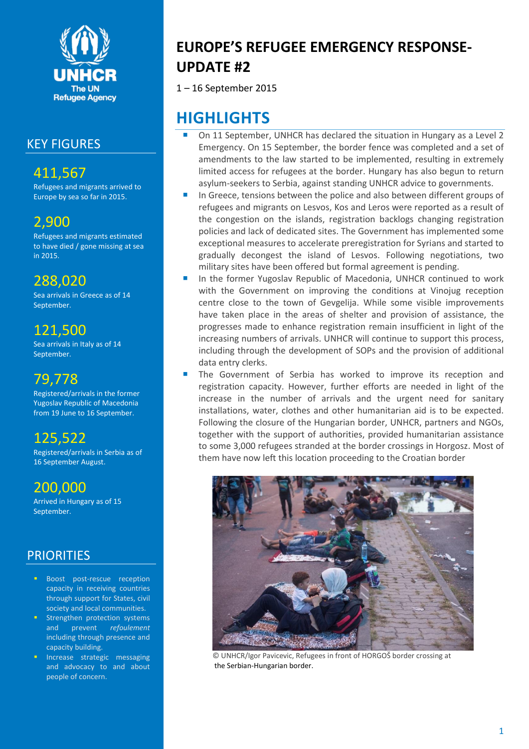# EUROPE'S REFUGEE EMERGENCY RESPONSE-UPDATE #2

1 – 16 September 2015

## KEY FIGURES

**411,567**
Refugees and migrants arrived to Europe by sea so far in 2015.

**2,900**
Refugees and migrants estimated to have died / gone missing at sea in 2015.

**288,020**
Sea arrivals in Greece as of 14 September.

**121,500**
Sea arrivals in Italy as of 14 September.

**79,778**
Registered/arrivals in the former Yugoslav Republic of Macedonia from 19 June to 16 September.

**125,522**
Registered/arrivals in Serbia as of 16 September August.

**200,000**
Arrived in Hungary as of 15 September.

## PRIORITIES

- Boost post-rescue reception capacity in receiving countries through support for States, civil society and local communities.
- Strengthen protection systems and prevent *refoulement* including through presence and capacity building.
- Increase strategic messaging and advocacy to and about people of concern.

## HIGHLIGHTS

- On 11 September, UNHCR has declared the situation in Hungary as a Level 2 Emergency. On 15 September, the border fence was completed and a set of amendments to the law started to be implemented, resulting in extremely limited access for refugees at the border. Hungary has also begun to return asylum-seekers to Serbia, against standing UNHCR advice to governments.
- In Greece, tensions between the police and also between different groups of refugees and migrants on Lesvos, Kos and Leros were reported as a result of the congestion on the islands, registration backlogs changing registration policies and lack of dedicated sites. The Government has implemented some exceptional measures to accelerate preregistration for Syrians and started to gradually decongest the island of Lesvos. Following negotiations, two military sites have been offered but formal agreement is pending.
- In the former Yugoslav Republic of Macedonia, UNHCR continued to work with the Government on improving the conditions at Vinojug reception centre close to the town of Gevgelija. While some visible improvements have taken place in the areas of shelter and provision of assistance, the progresses made to enhance registration remain insufficient in light of the increasing numbers of arrivals. UNHCR will continue to support this process, including through the development of SOPs and the provision of additional data entry clerks.
- The Government of Serbia has worked to improve its reception and registration capacity. However, further efforts are needed in light of the increase in the number of arrivals and the urgent need for sanitary installations, water, clothes and other humanitarian aid is to be expected. Following the closure of the Hungarian border, UNHCR, partners and NGOs, together with the support of authorities, provided humanitarian assistance to some 3,000 refugees stranded at the border crossings in Horgosz. Most of them have now left this location proceeding to the Croatian border

© UNHCR/Igor Pavicevic, Refugees in front of HORGOŠ border crossing at the Serbian-Hungarian border.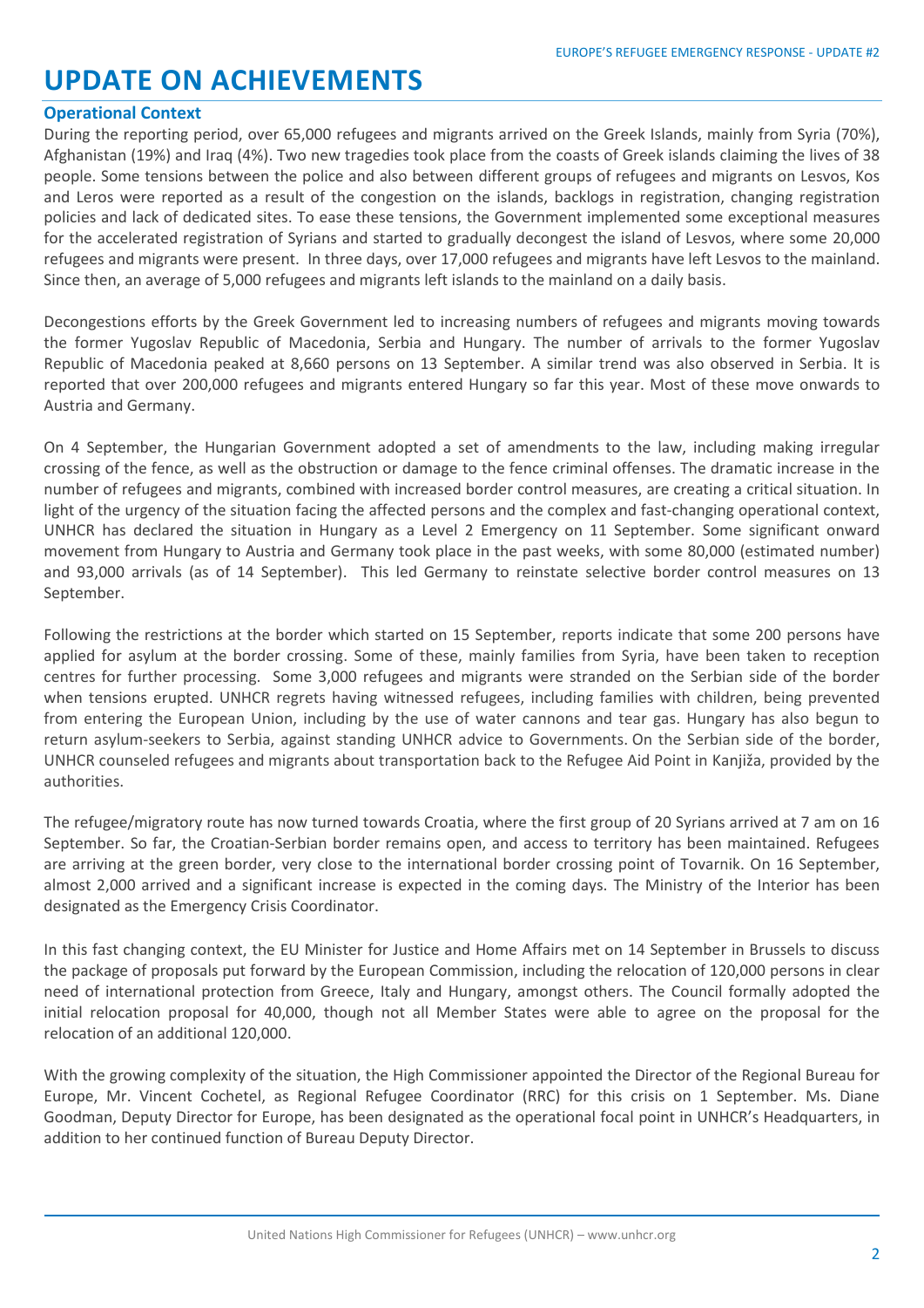# UPDATE ON ACHIEVEMENTS

## Operational Context

During the reporting period, over 65,000 refugees and migrants arrived on the Greek Islands, mainly from Syria (70%), Afghanistan (19%) and Iraq (4%). Two new tragedies took place from the coasts of Greek islands claiming the lives of 38 people. Some tensions between the police and also between different groups of refugees and migrants on Lesvos, Kos and Leros were reported as a result of the congestion on the islands, backlogs in registration, changing registration policies and lack of dedicated sites. To ease these tensions, the Government implemented some exceptional measures for the accelerated registration of Syrians and started to gradually decongest the island of Lesvos, where some 20,000 refugees and migrants were present. In three days, over 17,000 refugees and migrants have left Lesvos to the mainland. Since then, an average of 5,000 refugees and migrants left islands to the mainland on a daily basis.

Decongestions efforts by the Greek Government led to increasing numbers of refugees and migrants moving towards the former Yugoslav Republic of Macedonia, Serbia and Hungary. The number of arrivals to the former Yugoslav Republic of Macedonia peaked at 8,660 persons on 13 September. A similar trend was also observed in Serbia. It is reported that over 200,000 refugees and migrants entered Hungary so far this year. Most of these move onwards to Austria and Germany.

On 4 September, the Hungarian Government adopted a set of amendments to the law, including making irregular crossing of the fence, as well as the obstruction or damage to the fence criminal offenses. The dramatic increase in the number of refugees and migrants, combined with increased border control measures, are creating a critical situation. In light of the urgency of the situation facing the affected persons and the complex and fast-changing operational context, UNHCR has declared the situation in Hungary as a Level 2 Emergency on 11 September. Some significant onward movement from Hungary to Austria and Germany took place in the past weeks, with some 80,000 (estimated number) and 93,000 arrivals (as of 14 September). This led Germany to reinstate selective border control measures on 13 September.

Following the restrictions at the border which started on 15 September, reports indicate that some 200 persons have applied for asylum at the border crossing. Some of these, mainly families from Syria, have been taken to reception centres for further processing. Some 3,000 refugees and migrants were stranded on the Serbian side of the border when tensions erupted. UNHCR regrets having witnessed refugees, including families with children, being prevented from entering the European Union, including by the use of water cannons and tear gas. Hungary has also begun to return asylum-seekers to Serbia, against standing UNHCR advice to Governments. On the Serbian side of the border, UNHCR counseled refugees and migrants about transportation back to the Refugee Aid Point in Kanjiža, provided by the authorities.

The refugee/migratory route has now turned towards Croatia, where the first group of 20 Syrians arrived at 7 am on 16 September. So far, the Croatian-Serbian border remains open, and access to territory has been maintained. Refugees are arriving at the green border, very close to the international border crossing point of Tovarnik. On 16 September, almost 2,000 arrived and a significant increase is expected in the coming days. The Ministry of the Interior has been designated as the Emergency Crisis Coordinator.

In this fast changing context, the EU Minister for Justice and Home Affairs met on 14 September in Brussels to discuss the package of proposals put forward by the European Commission, including the relocation of 120,000 persons in clear need of international protection from Greece, Italy and Hungary, amongst others. The Council formally adopted the initial relocation proposal for 40,000, though not all Member States were able to agree on the proposal for the relocation of an additional 120,000.

With the growing complexity of the situation, the High Commissioner appointed the Director of the Regional Bureau for Europe, Mr. Vincent Cochetel, as Regional Refugee Coordinator (RRC) for this crisis on 1 September. Ms. Diane Goodman, Deputy Director for Europe, has been designated as the operational focal point in UNHCR's Headquarters, in addition to her continued function of Bureau Deputy Director.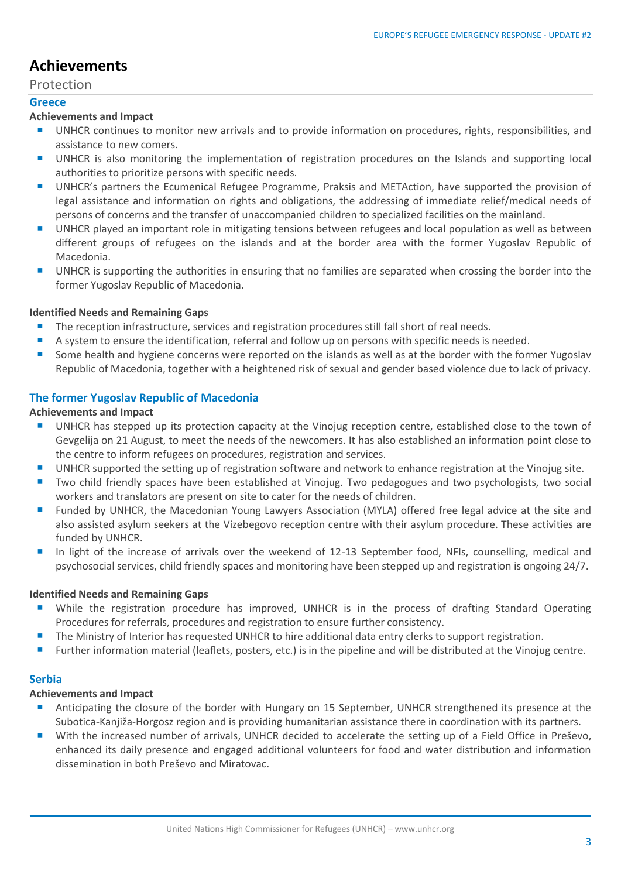# Achievements

## Protection

### Greece

**Achievements and Impact**

- UNHCR continues to monitor new arrivals and to provide information on procedures, rights, responsibilities, and assistance to new comers.
- UNHCR is also monitoring the implementation of registration procedures on the Islands and supporting local authorities to prioritize persons with specific needs.
- UNHCR's partners the Ecumenical Refugee Programme, Praksis and METAction, have supported the provision of legal assistance and information on rights and obligations, the addressing of immediate relief/medical needs of persons of concerns and the transfer of unaccompanied children to specialized facilities on the mainland.
- UNHCR played an important role in mitigating tensions between refugees and local population as well as between different groups of refugees on the islands and at the border area with the former Yugoslav Republic of Macedonia.
- UNHCR is supporting the authorities in ensuring that no families are separated when crossing the border into the former Yugoslav Republic of Macedonia.

**Identified Needs and Remaining Gaps**

- The reception infrastructure, services and registration procedures still fall short of real needs.
- A system to ensure the identification, referral and follow up on persons with specific needs is needed.
- Some health and hygiene concerns were reported on the islands as well as at the border with the former Yugoslav Republic of Macedonia, together with a heightened risk of sexual and gender based violence due to lack of privacy.

### The former Yugoslav Republic of Macedonia

**Achievements and Impact**

- UNHCR has stepped up its protection capacity at the Vinojug reception centre, established close to the town of Gevgelija on 21 August, to meet the needs of the newcomers. It has also established an information point close to the centre to inform refugees on procedures, registration and services.
- UNHCR supported the setting up of registration software and network to enhance registration at the Vinojug site.
- Two child friendly spaces have been established at Vinojug. Two pedagogues and two psychologists, two social workers and translators are present on site to cater for the needs of children.
- Funded by UNHCR, the Macedonian Young Lawyers Association (MYLA) offered free legal advice at the site and also assisted asylum seekers at the Vizebegovo reception centre with their asylum procedure. These activities are funded by UNHCR.
- In light of the increase of arrivals over the weekend of 12-13 September food, NFIs, counselling, medical and psychosocial services, child friendly spaces and monitoring have been stepped up and registration is ongoing 24/7.

**Identified Needs and Remaining Gaps**

- While the registration procedure has improved, UNHCR is in the process of drafting Standard Operating Procedures for referrals, procedures and registration to ensure further consistency.
- The Ministry of Interior has requested UNHCR to hire additional data entry clerks to support registration.
- Further information material (leaflets, posters, etc.) is in the pipeline and will be distributed at the Vinojug centre.

### Serbia

**Achievements and Impact**

- Anticipating the closure of the border with Hungary on 15 September, UNHCR strengthened its presence at the Subotica-Kanjiža-Horgosz region and is providing humanitarian assistance there in coordination with its partners.
- With the increased number of arrivals, UNHCR decided to accelerate the setting up of a Field Office in Preševo, enhanced its daily presence and engaged additional volunteers for food and water distribution and information dissemination in both Preševo and Miratovac.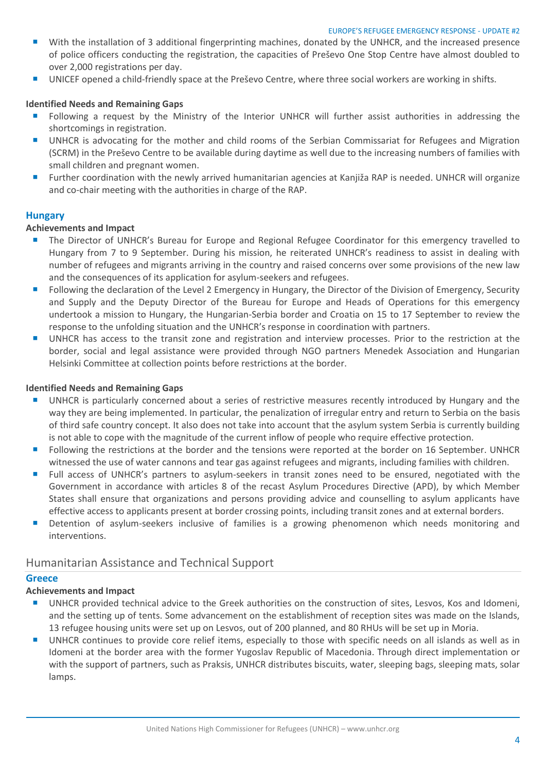- With the installation of 3 additional fingerprinting machines, donated by the UNHCR, and the increased presence of police officers conducting the registration, the capacities of Preševo One Stop Centre have almost doubled to over 2,000 registrations per day.
- UNICEF opened a child-friendly space at the Preševo Centre, where three social workers are working in shifts.

**Identified Needs and Remaining Gaps**

- Following a request by the Ministry of the Interior UNHCR will further assist authorities in addressing the shortcomings in registration.
- UNHCR is advocating for the mother and child rooms of the Serbian Commissariat for Refugees and Migration (SCRM) in the Preševo Centre to be available during daytime as well due to the increasing numbers of families with small children and pregnant women.
- Further coordination with the newly arrived humanitarian agencies at Kanjiža RAP is needed. UNHCR will organize and co-chair meeting with the authorities in charge of the RAP.

### Hungary

**Achievements and Impact**

- The Director of UNHCR's Bureau for Europe and Regional Refugee Coordinator for this emergency travelled to Hungary from 7 to 9 September. During his mission, he reiterated UNHCR's readiness to assist in dealing with number of refugees and migrants arriving in the country and raised concerns over some provisions of the new law and the consequences of its application for asylum-seekers and refugees.
- Following the declaration of the Level 2 Emergency in Hungary, the Director of the Division of Emergency, Security and Supply and the Deputy Director of the Bureau for Europe and Heads of Operations for this emergency undertook a mission to Hungary, the Hungarian-Serbia border and Croatia on 15 to 17 September to review the response to the unfolding situation and the UNHCR's response in coordination with partners.
- UNHCR has access to the transit zone and registration and interview processes. Prior to the restriction at the border, social and legal assistance were provided through NGO partners Menedek Association and Hungarian Helsinki Committee at collection points before restrictions at the border.

**Identified Needs and Remaining Gaps**

- UNHCR is particularly concerned about a series of restrictive measures recently introduced by Hungary and the way they are being implemented. In particular, the penalization of irregular entry and return to Serbia on the basis of third safe country concept. It also does not take into account that the asylum system Serbia is currently building is not able to cope with the magnitude of the current inflow of people who require effective protection.
- Following the restrictions at the border and the tensions were reported at the border on 16 September. UNHCR witnessed the use of water cannons and tear gas against refugees and migrants, including families with children.
- Full access of UNHCR's partners to asylum-seekers in transit zones need to be ensured, negotiated with the Government in accordance with articles 8 of the recast Asylum Procedures Directive (APD), by which Member States shall ensure that organizations and persons providing advice and counselling to asylum applicants have effective access to applicants present at border crossing points, including transit zones and at external borders.
- Detention of asylum-seekers inclusive of families is a growing phenomenon which needs monitoring and interventions.

## Humanitarian Assistance and Technical Support

### Greece

**Achievements and Impact**

- UNHCR provided technical advice to the Greek authorities on the construction of sites, Lesvos, Kos and Idomeni, and the setting up of tents. Some advancement on the establishment of reception sites was made on the Islands, 13 refugee housing units were set up on Lesvos, out of 200 planned, and 80 RHUs will be set up in Moria.
- UNHCR continues to provide core relief items, especially to those with specific needs on all islands as well as in Idomeni at the border area with the former Yugoslav Republic of Macedonia. Through direct implementation or with the support of partners, such as Praksis, UNHCR distributes biscuits, water, sleeping bags, sleeping mats, solar lamps.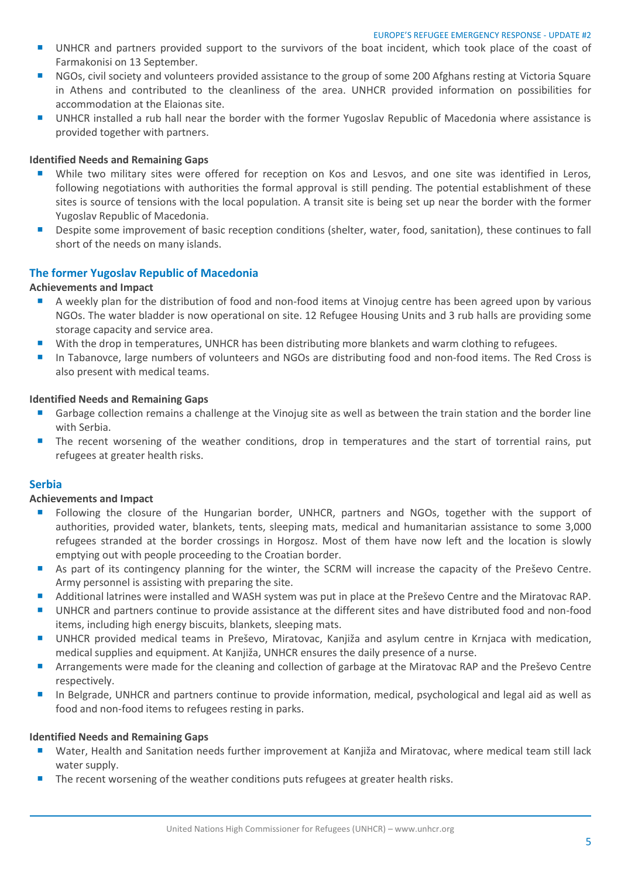- UNHCR and partners provided support to the survivors of the boat incident, which took place of the coast of Farmakonisi on 13 September.
- NGOs, civil society and volunteers provided assistance to the group of some 200 Afghans resting at Victoria Square in Athens and contributed to the cleanliness of the area. UNHCR provided information on possibilities for accommodation at the Elaionas site.
- UNHCR installed a rub hall near the border with the former Yugoslav Republic of Macedonia where assistance is provided together with partners.

**Identified Needs and Remaining Gaps**

- While two military sites were offered for reception on Kos and Lesvos, and one site was identified in Leros, following negotiations with authorities the formal approval is still pending. The potential establishment of these sites is source of tensions with the local population. A transit site is being set up near the border with the former Yugoslav Republic of Macedonia.
- Despite some improvement of basic reception conditions (shelter, water, food, sanitation), these continues to fall short of the needs on many islands.

## The former Yugoslav Republic of Macedonia

**Achievements and Impact**

- A weekly plan for the distribution of food and non-food items at Vinojug centre has been agreed upon by various NGOs. The water bladder is now operational on site. 12 Refugee Housing Units and 3 rub halls are providing some storage capacity and service area.
- With the drop in temperatures, UNHCR has been distributing more blankets and warm clothing to refugees.
- In Tabanovce, large numbers of volunteers and NGOs are distributing food and non-food items. The Red Cross is also present with medical teams.

**Identified Needs and Remaining Gaps**

- Garbage collection remains a challenge at the Vinojug site as well as between the train station and the border line with Serbia.
- The recent worsening of the weather conditions, drop in temperatures and the start of torrential rains, put refugees at greater health risks.

## Serbia

**Achievements and Impact**

- Following the closure of the Hungarian border, UNHCR, partners and NGOs, together with the support of authorities, provided water, blankets, tents, sleeping mats, medical and humanitarian assistance to some 3,000 refugees stranded at the border crossings in Horgosz. Most of them have now left and the location is slowly emptying out with people proceeding to the Croatian border.
- As part of its contingency planning for the winter, the SCRM will increase the capacity of the Preševo Centre. Army personnel is assisting with preparing the site.
- Additional latrines were installed and WASH system was put in place at the Preševo Centre and the Miratovac RAP.
- UNHCR and partners continue to provide assistance at the different sites and have distributed food and non-food items, including high energy biscuits, blankets, sleeping mats.
- UNHCR provided medical teams in Preševo, Miratovac, Kanjiža and asylum centre in Krnjaca with medication, medical supplies and equipment. At Kanjiža, UNHCR ensures the daily presence of a nurse.
- Arrangements were made for the cleaning and collection of garbage at the Miratovac RAP and the Preševo Centre respectively.
- In Belgrade, UNHCR and partners continue to provide information, medical, psychological and legal aid as well as food and non-food items to refugees resting in parks.

**Identified Needs and Remaining Gaps**

- Water, Health and Sanitation needs further improvement at Kanjiža and Miratovac, where medical team still lack water supply.
- The recent worsening of the weather conditions puts refugees at greater health risks.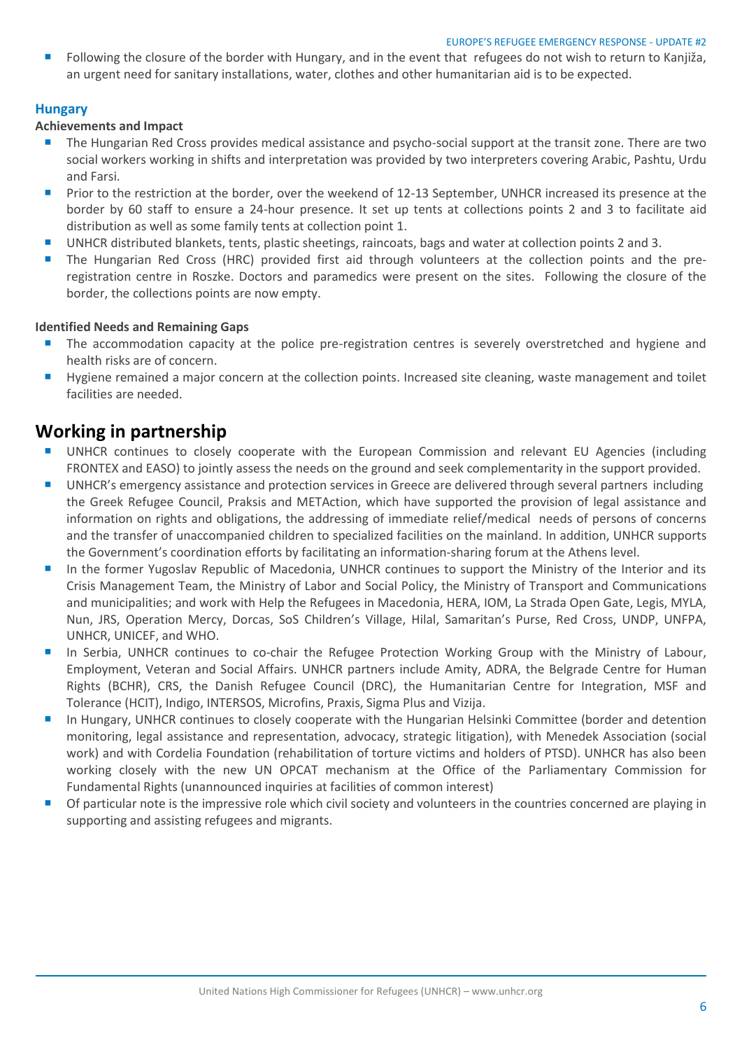- Following the closure of the border with Hungary, and in the event that refugees do not wish to return to Kanjiža, an urgent need for sanitary installations, water, clothes and other humanitarian aid is to be expected.

### Hungary

**Achievements and Impact**

- The Hungarian Red Cross provides medical assistance and psycho-social support at the transit zone. There are two social workers working in shifts and interpretation was provided by two interpreters covering Arabic, Pashtu, Urdu and Farsi.
- Prior to the restriction at the border, over the weekend of 12-13 September, UNHCR increased its presence at the border by 60 staff to ensure a 24-hour presence. It set up tents at collections points 2 and 3 to facilitate aid distribution as well as some family tents at collection point 1.
- UNHCR distributed blankets, tents, plastic sheetings, raincoats, bags and water at collection points 2 and 3.
- The Hungarian Red Cross (HRC) provided first aid through volunteers at the collection points and the pre-registration centre in Roszke. Doctors and paramedics were present on the sites. Following the closure of the border, the collections points are now empty.

**Identified Needs and Remaining Gaps**

- The accommodation capacity at the police pre-registration centres is severely overstretched and hygiene and health risks are of concern.
- Hygiene remained a major concern at the collection points. Increased site cleaning, waste management and toilet facilities are needed.

## Working in partnership

- UNHCR continues to closely cooperate with the European Commission and relevant EU Agencies (including FRONTEX and EASO) to jointly assess the needs on the ground and seek complementarity in the support provided.
- UNHCR's emergency assistance and protection services in Greece are delivered through several partners including the Greek Refugee Council, Praksis and METAction, which have supported the provision of legal assistance and information on rights and obligations, the addressing of immediate relief/medical needs of persons of concerns and the transfer of unaccompanied children to specialized facilities on the mainland. In addition, UNHCR supports the Government's coordination efforts by facilitating an information-sharing forum at the Athens level.
- In the former Yugoslav Republic of Macedonia, UNHCR continues to support the Ministry of the Interior and its Crisis Management Team, the Ministry of Labor and Social Policy, the Ministry of Transport and Communications and municipalities; and work with Help the Refugees in Macedonia, HERA, IOM, La Strada Open Gate, Legis, MYLA, Nun, JRS, Operation Mercy, Dorcas, SoS Children's Village, Hilal, Samaritan's Purse, Red Cross, UNDP, UNFPA, UNHCR, UNICEF, and WHO.
- In Serbia, UNHCR continues to co-chair the Refugee Protection Working Group with the Ministry of Labour, Employment, Veteran and Social Affairs. UNHCR partners include Amity, ADRA, the Belgrade Centre for Human Rights (BCHR), CRS, the Danish Refugee Council (DRC), the Humanitarian Centre for Integration, MSF and Tolerance (HCIT), Indigo, INTERSOS, Microfins, Praxis, Sigma Plus and Vizija.
- In Hungary, UNHCR continues to closely cooperate with the Hungarian Helsinki Committee (border and detention monitoring, legal assistance and representation, advocacy, strategic litigation), with Menedek Association (social work) and with Cordelia Foundation (rehabilitation of torture victims and holders of PTSD). UNHCR has also been working closely with the new UN OPCAT mechanism at the Office of the Parliamentary Commission for Fundamental Rights (unannounced inquiries at facilities of common interest)
- Of particular note is the impressive role which civil society and volunteers in the countries concerned are playing in supporting and assisting refugees and migrants.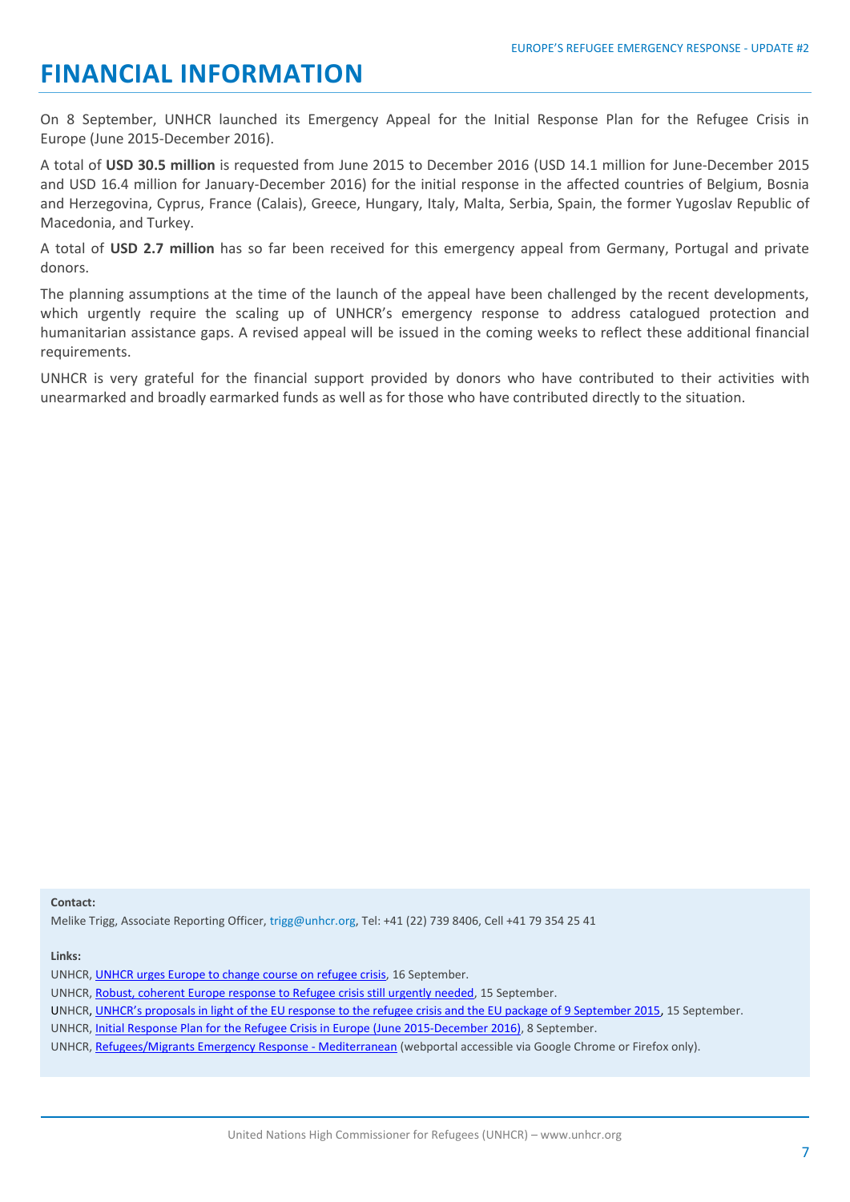# FINANCIAL INFORMATION

On 8 September, UNHCR launched its Emergency Appeal for the Initial Response Plan for the Refugee Crisis in Europe (June 2015-December 2016).

A total of **USD 30.5 million** is requested from June 2015 to December 2016 (USD 14.1 million for June-December 2015 and USD 16.4 million for January-December 2016) for the initial response in the affected countries of Belgium, Bosnia and Herzegovina, Cyprus, France (Calais), Greece, Hungary, Italy, Malta, Serbia, Spain, the former Yugoslav Republic of Macedonia, and Turkey.

A total of **USD 2.7 million** has so far been received for this emergency appeal from Germany, Portugal and private donors.

The planning assumptions at the time of the launch of the appeal have been challenged by the recent developments, which urgently require the scaling up of UNHCR's emergency response to address catalogued protection and humanitarian assistance gaps. A revised appeal will be issued in the coming weeks to reflect these additional financial requirements.

UNHCR is very grateful for the financial support provided by donors who have contributed to their activities with unearmarked and broadly earmarked funds as well as for those who have contributed directly to the situation.

**Contact:**

Melike Trigg, Associate Reporting Officer, trigg@unhcr.org, Tel: +41 (22) 739 8406, Cell +41 79 354 25 41

**Links:**

UNHCR, UNHCR urges Europe to change course on refugee crisis, 16 September.

UNHCR, Robust, coherent Europe response to Refugee crisis still urgently needed, 15 September.

UNHCR, UNHCR's proposals in light of the EU response to the refugee crisis and the EU package of 9 September 2015, 15 September.

UNHCR, Initial Response Plan for the Refugee Crisis in Europe (June 2015-December 2016), 8 September.

UNHCR, Refugees/Migrants Emergency Response - Mediterranean (webportal accessible via Google Chrome or Firefox only).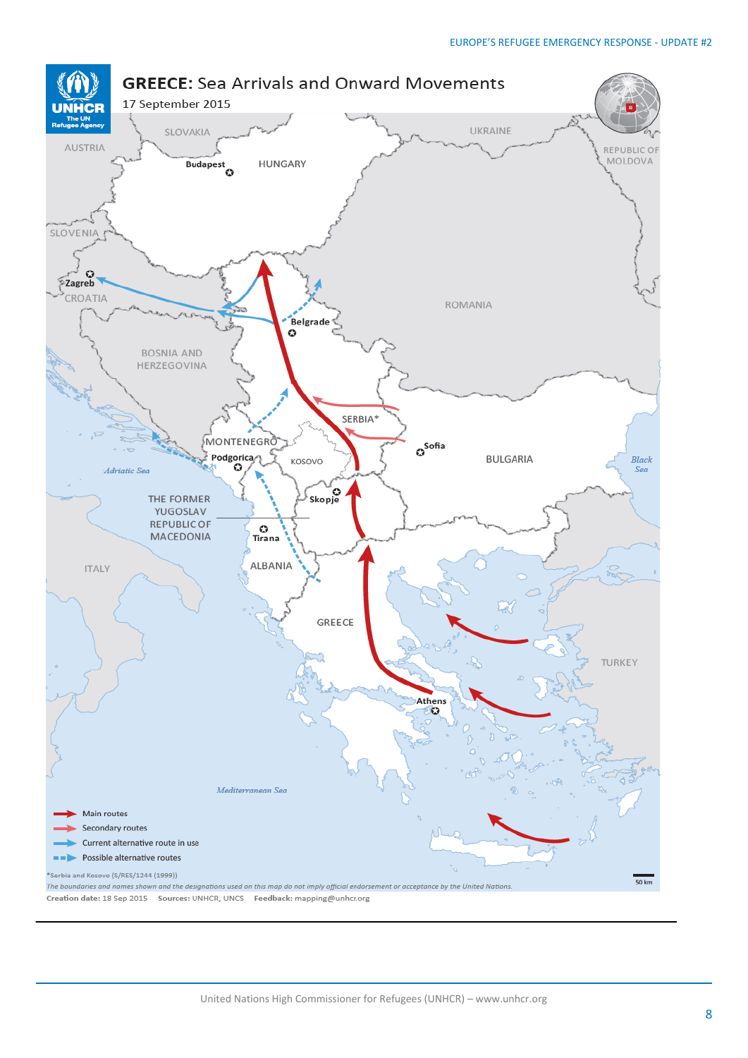# GREECE: Sea Arrivals and Onward Movements

17 September 2015

UNHCR The UN Refugee Agency

SLOVAKIA
UKRAINE
AUSTRIA
REPUBLIC OF MOLDOVA
Budapest
HUNGARY
SLOVENIA
Zagreb
CROATIA
ROMANIA
Belgrade
BOSNIA AND HERZEGOVINA
SERBIA*
MONTENEGRO
Sofia
Podgorica
KOSOVO
BULGARIA
Black Sea
Adriatic Sea
Skopje
THE FORMER YUGOSLAV REPUBLIC OF MACEDONIA
Tirana
ALBANIA
ITALY
GREECE
TURKEY
Athens
Mediterranean Sea

Main routes
Secondary routes
Current alternative route in use
Possible alternative routes

50 km

*Serbia and Kosovo (S/RES/1244 (1999))

*The boundaries and names shown and the designations used on this map do not imply official endorsement or acceptance by the United Nations.*

**Creation date:** 18 Sep 2015 **Sources:** UNHCR, UNCS **Feedback:** mapping@unhcr.org